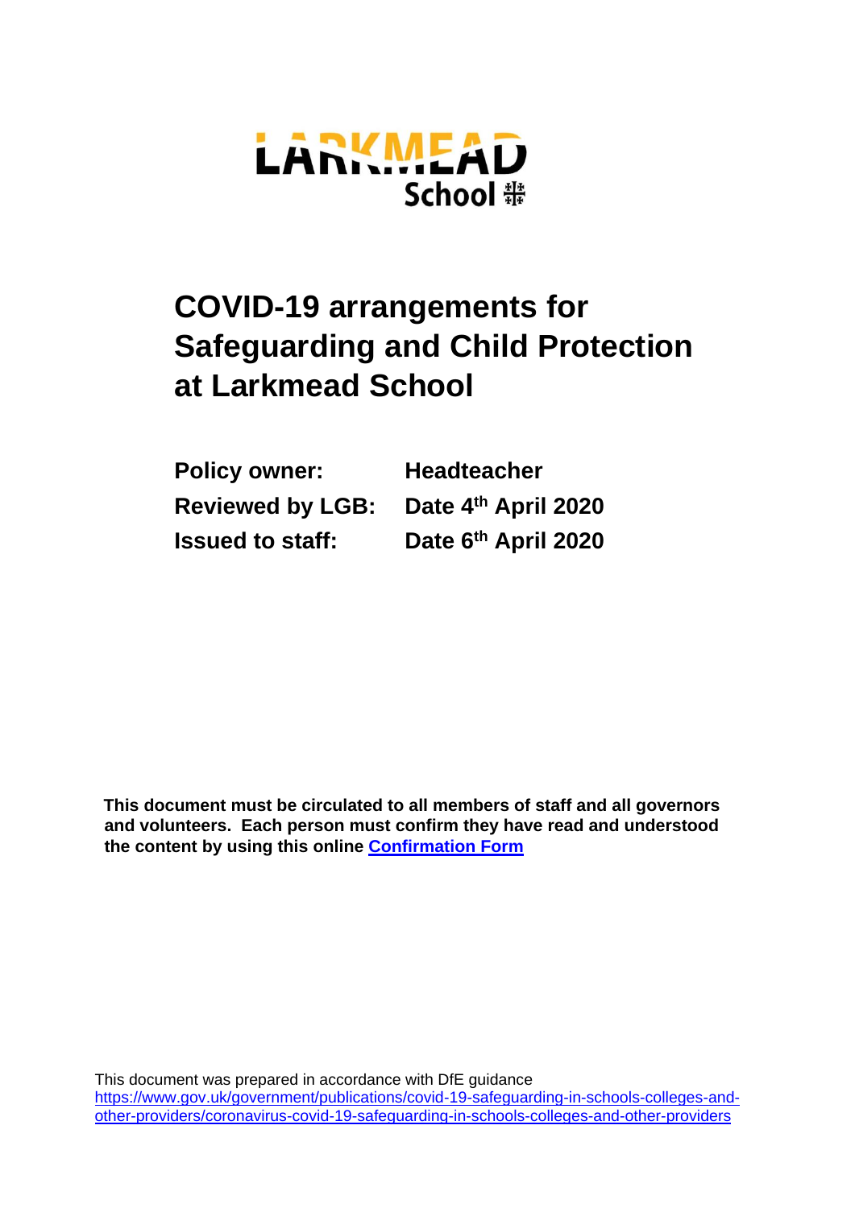LARKMEAD School

# COVID-19 arrangements for Safeguarding and Child Protection at Larkmead School

| | |
|---|---|
| **Policy owner:** | **Headteacher** |
| **Reviewed by LGB:** | **Date 4th April 2020** |
| **Issued to staff:** | **Date 6th April 2020** |

**This document must be circulated to all members of staff and all governors and volunteers. Each person must confirm they have read and understood the content by using this online [Confirmation Form]()**

This document was prepared in accordance with DfE guidance
https://www.gov.uk/government/publications/covid-19-safeguarding-in-schools-colleges-and-other-providers/coronavirus-covid-19-safeguarding-in-schools-colleges-and-other-providers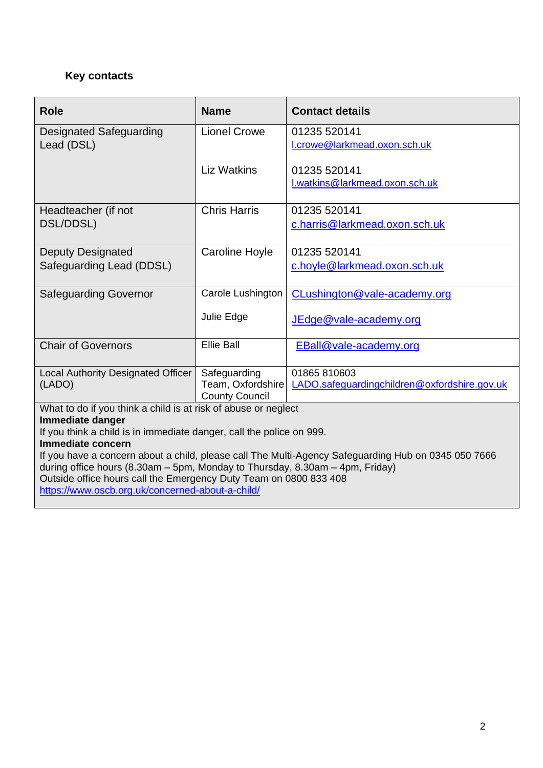## Key contacts

| Role | Name | Contact details |
|---|---|---|
| Designated Safeguarding Lead (DSL) | Lionel Crowe<br><br>Liz Watkins | 01235 520141<br>l.crowe@larkmead.oxon.sch.uk<br><br>01235 520141<br>l.watkins@larkmead.oxon.sch.uk |
| Headteacher (if not DSL/DDSL) | Chris Harris | 01235 520141<br>c.harris@larkmead.oxon.sch.uk |
| Deputy Designated Safeguarding Lead (DDSL) | Caroline Hoyle | 01235 520141<br>c.hoyle@larkmead.oxon.sch.uk |
| Safeguarding Governor | Carole Lushington<br><br>Julie Edge | CLushington@vale-academy.org<br><br>JEdge@vale-academy.org |
| Chair of Governors | Ellie Ball | EBall@vale-academy.org |
| Local Authority Designated Officer (LADO) | Safeguarding Team, Oxfordshire County Council | 01865 810603<br>LADO.safeguardingchildren@oxfordshire.gov.uk |

What to do if you think a child is at risk of abuse or neglect

**Immediate danger**

If you think a child is in immediate danger, call the police on 999.

**Immediate concern**

If you have a concern about a child, please call The Multi-Agency Safeguarding Hub on 0345 050 7666 during office hours (8.30am – 5pm, Monday to Thursday, 8.30am – 4pm, Friday)

Outside office hours call the Emergency Duty Team on 0800 833 408

https://www.oscb.org.uk/concerned-about-a-child/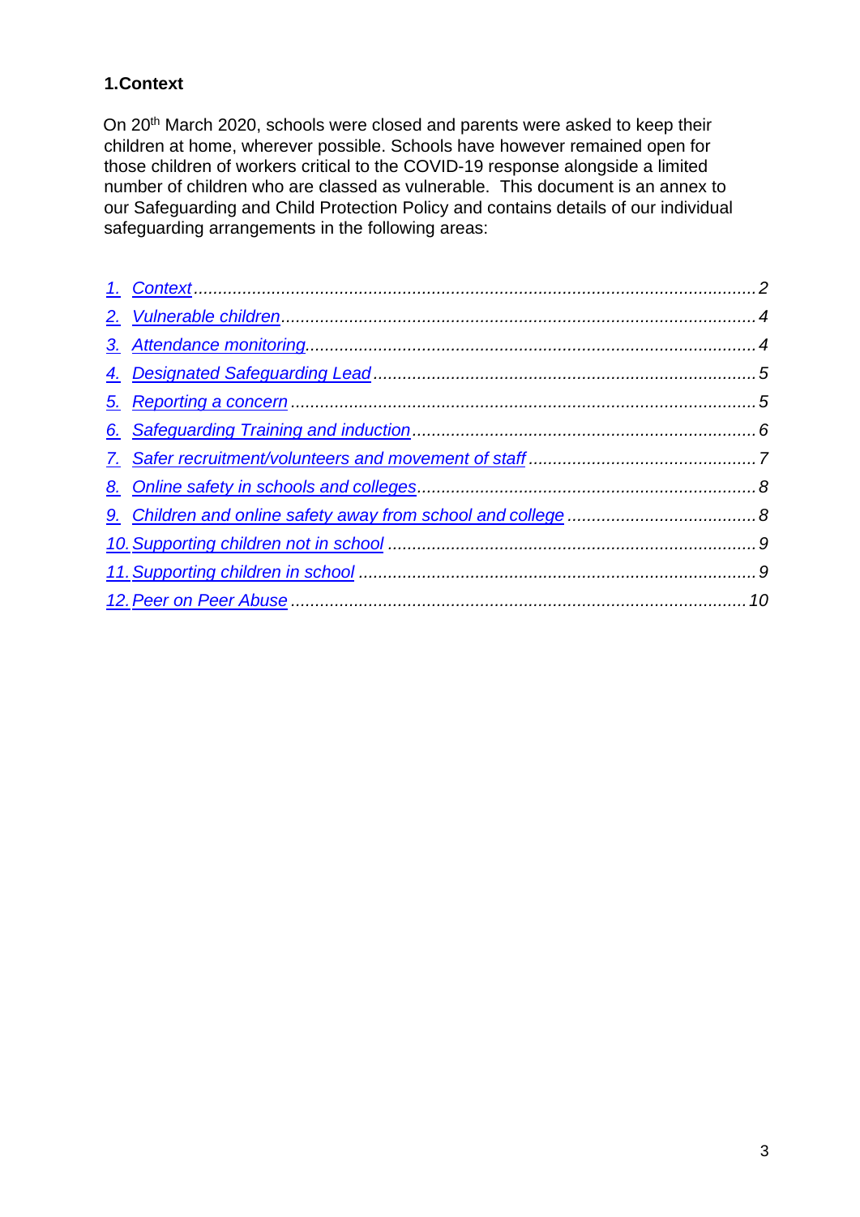## 1.Context

On 20th March 2020, schools were closed and parents were asked to keep their children at home, wherever possible. Schools have however remained open for those children of workers critical to the COVID-19 response alongside a limited number of children who are classed as vulnerable. This document is an annex to our Safeguarding and Child Protection Policy and contains details of our individual safeguarding arrangements in the following areas:

1. *Context* ............ 2
2. *Vulnerable children* ............ 4
3. *Attendance monitoring* ............ 4
4. *Designated Safeguarding Lead* ............ 5
5. *Reporting a concern* ............ 5
6. *Safeguarding Training and induction* ............ 6
7. *Safer recruitment/volunteers and movement of staff* ............ 7
8. *Online safety in schools and colleges* ............ 8
9. *Children and online safety away from school and college* ............ 8
10. *Supporting children not in school* ............ 9
11. *Supporting children in school* ............ 9
12. *Peer on Peer Abuse* ............ 10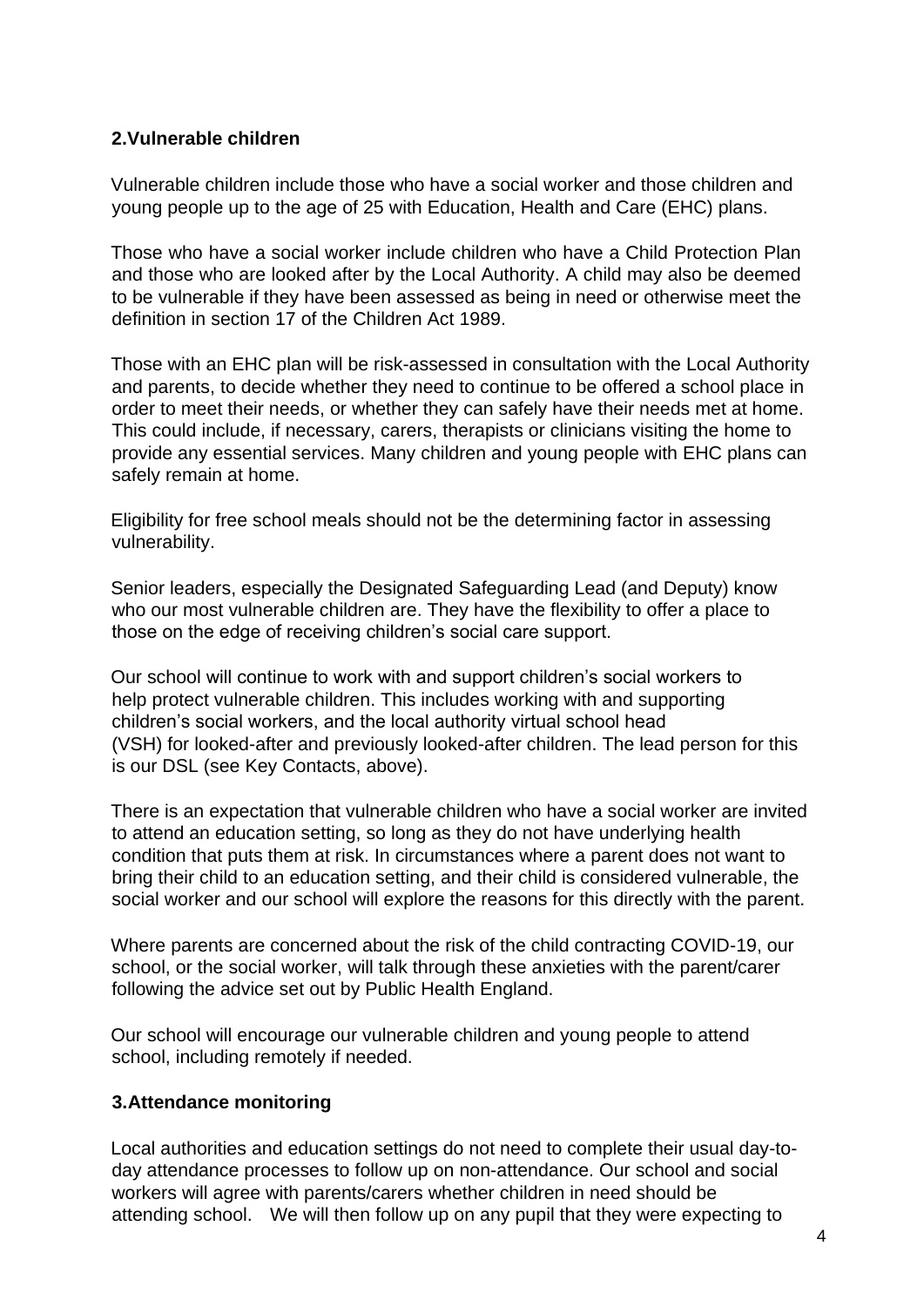## 2.Vulnerable children

Vulnerable children include those who have a social worker and those children and young people up to the age of 25 with Education, Health and Care (EHC) plans.

Those who have a social worker include children who have a Child Protection Plan and those who are looked after by the Local Authority. A child may also be deemed to be vulnerable if they have been assessed as being in need or otherwise meet the definition in section 17 of the Children Act 1989.

Those with an EHC plan will be risk-assessed in consultation with the Local Authority and parents, to decide whether they need to continue to be offered a school place in order to meet their needs, or whether they can safely have their needs met at home. This could include, if necessary, carers, therapists or clinicians visiting the home to provide any essential services. Many children and young people with EHC plans can safely remain at home.

Eligibility for free school meals should not be the determining factor in assessing vulnerability.

Senior leaders, especially the Designated Safeguarding Lead (and Deputy) know who our most vulnerable children are. They have the flexibility to offer a place to those on the edge of receiving children's social care support.

Our school will continue to work with and support children's social workers to help protect vulnerable children. This includes working with and supporting children's social workers, and the local authority virtual school head (VSH) for looked-after and previously looked-after children. The lead person for this is our DSL (see Key Contacts, above).

There is an expectation that vulnerable children who have a social worker are invited to attend an education setting, so long as they do not have underlying health condition that puts them at risk. In circumstances where a parent does not want to bring their child to an education setting, and their child is considered vulnerable, the social worker and our school will explore the reasons for this directly with the parent.

Where parents are concerned about the risk of the child contracting COVID-19, our school, or the social worker, will talk through these anxieties with the parent/carer following the advice set out by Public Health England.

Our school will encourage our vulnerable children and young people to attend school, including remotely if needed.

## 3.Attendance monitoring

Local authorities and education settings do not need to complete their usual day-to-day attendance processes to follow up on non-attendance. Our school and social workers will agree with parents/carers whether children in need should be attending school. We will then follow up on any pupil that they were expecting to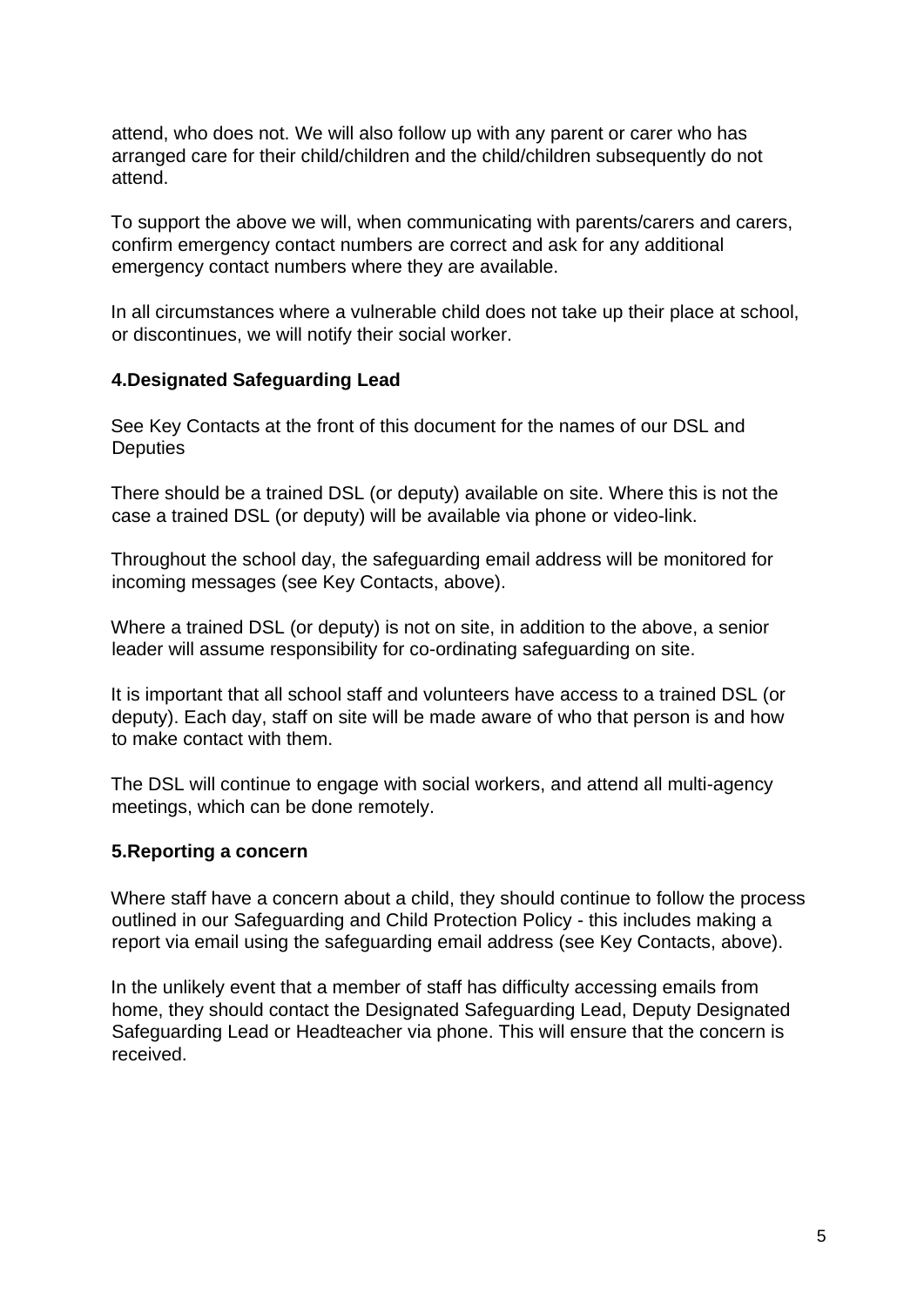attend, who does not. We will also follow up with any parent or carer who has arranged care for their child/children and the child/children subsequently do not attend.

To support the above we will, when communicating with parents/carers and carers, confirm emergency contact numbers are correct and ask for any additional emergency contact numbers where they are available.

In all circumstances where a vulnerable child does not take up their place at school, or discontinues, we will notify their social worker.

**4.Designated Safeguarding Lead**

See Key Contacts at the front of this document for the names of our DSL and Deputies

There should be a trained DSL (or deputy) available on site. Where this is not the case a trained DSL (or deputy) will be available via phone or video-link.

Throughout the school day, the safeguarding email address will be monitored for incoming messages (see Key Contacts, above).

Where a trained DSL (or deputy) is not on site, in addition to the above, a senior leader will assume responsibility for co-ordinating safeguarding on site.

It is important that all school staff and volunteers have access to a trained DSL (or deputy). Each day, staff on site will be made aware of who that person is and how to make contact with them.

The DSL will continue to engage with social workers, and attend all multi-agency meetings, which can be done remotely.

**5.Reporting a concern**

Where staff have a concern about a child, they should continue to follow the process outlined in our Safeguarding and Child Protection Policy - this includes making a report via email using the safeguarding email address (see Key Contacts, above).

In the unlikely event that a member of staff has difficulty accessing emails from home, they should contact the Designated Safeguarding Lead, Deputy Designated Safeguarding Lead or Headteacher via phone. This will ensure that the concern is received.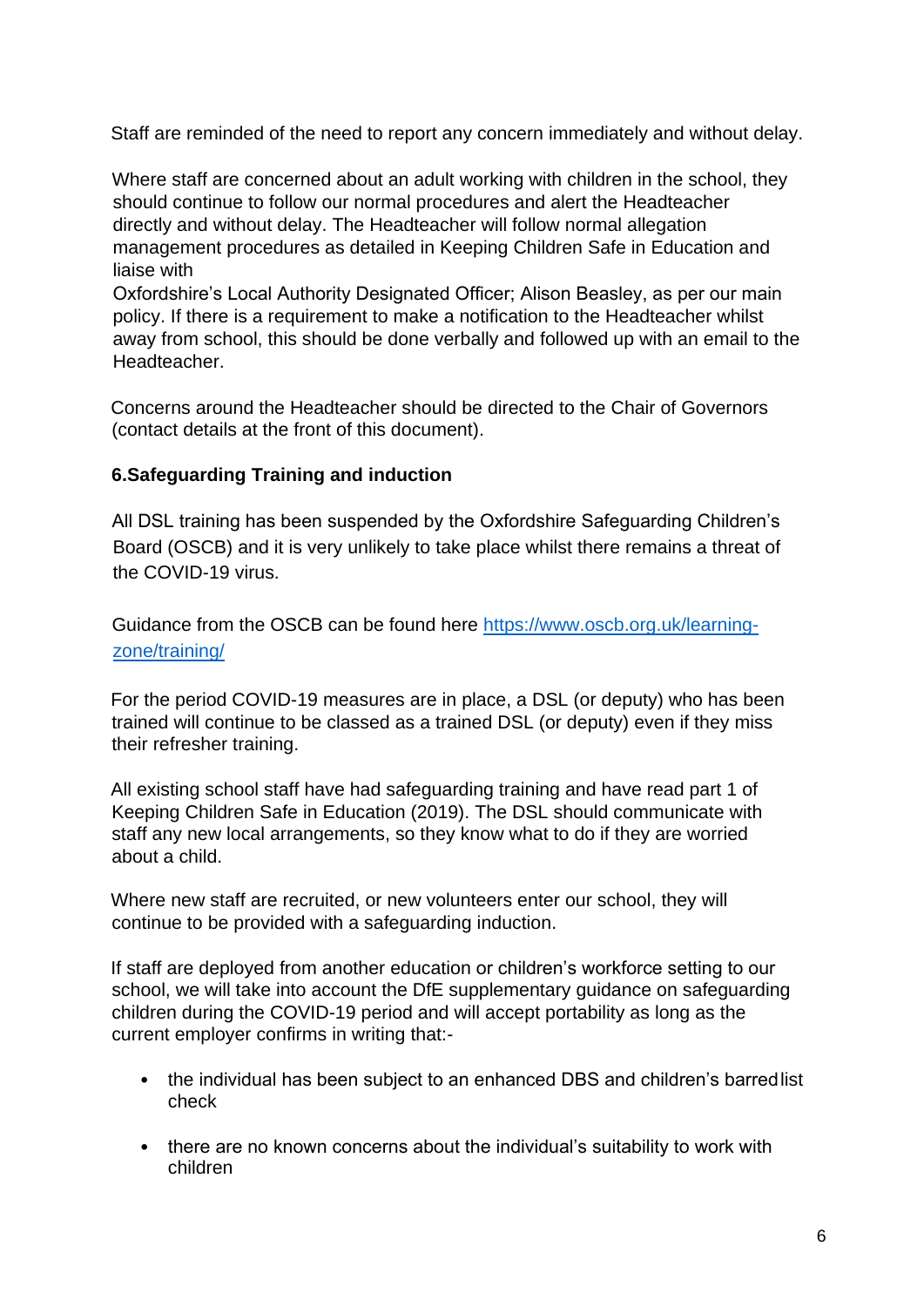Staff are reminded of the need to report any concern immediately and without delay.

Where staff are concerned about an adult working with children in the school, they should continue to follow our normal procedures and alert the Headteacher directly and without delay. The Headteacher will follow normal allegation management procedures as detailed in Keeping Children Safe in Education and liaise with
Oxfordshire's Local Authority Designated Officer; Alison Beasley, as per our main policy. If there is a requirement to make a notification to the Headteacher whilst away from school, this should be done verbally and followed up with an email to the Headteacher.

Concerns around the Headteacher should be directed to the Chair of Governors (contact details at the front of this document).

**6.Safeguarding Training and induction**

All DSL training has been suspended by the Oxfordshire Safeguarding Children's Board (OSCB) and it is very unlikely to take place whilst there remains a threat of the COVID-19 virus.

Guidance from the OSCB can be found here [https://www.oscb.org.uk/learning-zone/training/](https://www.oscb.org.uk/learning-zone/training/)

For the period COVID-19 measures are in place, a DSL (or deputy) who has been trained will continue to be classed as a trained DSL (or deputy) even if they miss their refresher training.

All existing school staff have had safeguarding training and have read part 1 of Keeping Children Safe in Education (2019). The DSL should communicate with staff any new local arrangements, so they know what to do if they are worried about a child.

Where new staff are recruited, or new volunteers enter our school, they will continue to be provided with a safeguarding induction.

If staff are deployed from another education or children's workforce setting to our school, we will take into account the DfE supplementary guidance on safeguarding children during the COVID-19 period and will accept portability as long as the current employer confirms in writing that:-

- the individual has been subject to an enhanced DBS and children's barred list check
- there are no known concerns about the individual's suitability to work with children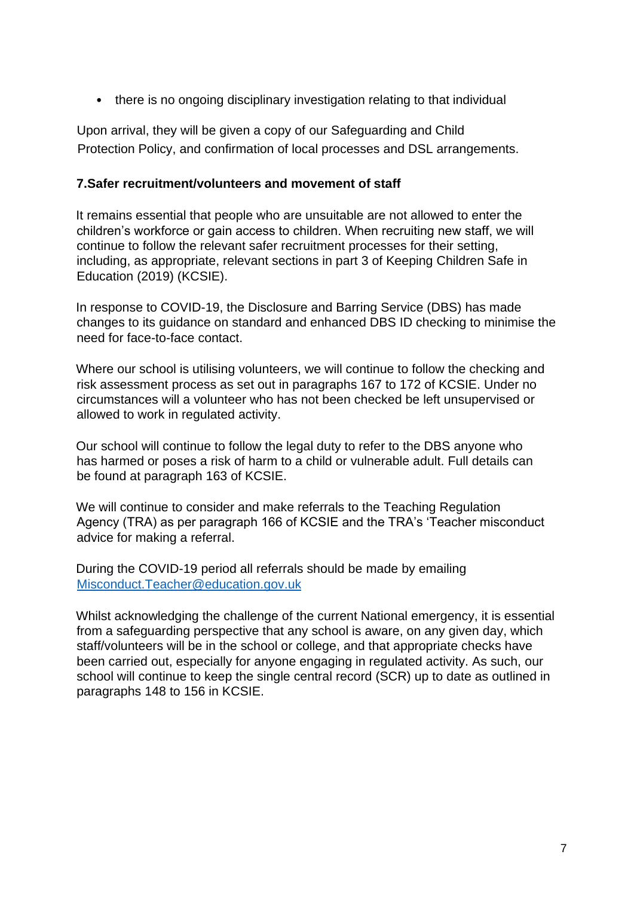- there is no ongoing disciplinary investigation relating to that individual

Upon arrival, they will be given a copy of our Safeguarding and Child Protection Policy, and confirmation of local processes and DSL arrangements.

**7.Safer recruitment/volunteers and movement of staff**

It remains essential that people who are unsuitable are not allowed to enter the children's workforce or gain access to children. When recruiting new staff, we will continue to follow the relevant safer recruitment processes for their setting, including, as appropriate, relevant sections in part 3 of Keeping Children Safe in Education (2019) (KCSIE).

In response to COVID-19, the Disclosure and Barring Service (DBS) has made changes to its guidance on standard and enhanced DBS ID checking to minimise the need for face-to-face contact.

Where our school is utilising volunteers, we will continue to follow the checking and risk assessment process as set out in paragraphs 167 to 172 of KCSIE. Under no circumstances will a volunteer who has not been checked be left unsupervised or allowed to work in regulated activity.

Our school will continue to follow the legal duty to refer to the DBS anyone who has harmed or poses a risk of harm to a child or vulnerable adult. Full details can be found at paragraph 163 of KCSIE.

We will continue to consider and make referrals to the Teaching Regulation Agency (TRA) as per paragraph 166 of KCSIE and the TRA's 'Teacher misconduct advice for making a referral.

During the COVID-19 period all referrals should be made by emailing [Misconduct.Teacher@education.gov.uk](mailto:Misconduct.Teacher@education.gov.uk)

Whilst acknowledging the challenge of the current National emergency, it is essential from a safeguarding perspective that any school is aware, on any given day, which staff/volunteers will be in the school or college, and that appropriate checks have been carried out, especially for anyone engaging in regulated activity. As such, our school will continue to keep the single central record (SCR) up to date as outlined in paragraphs 148 to 156 in KCSIE.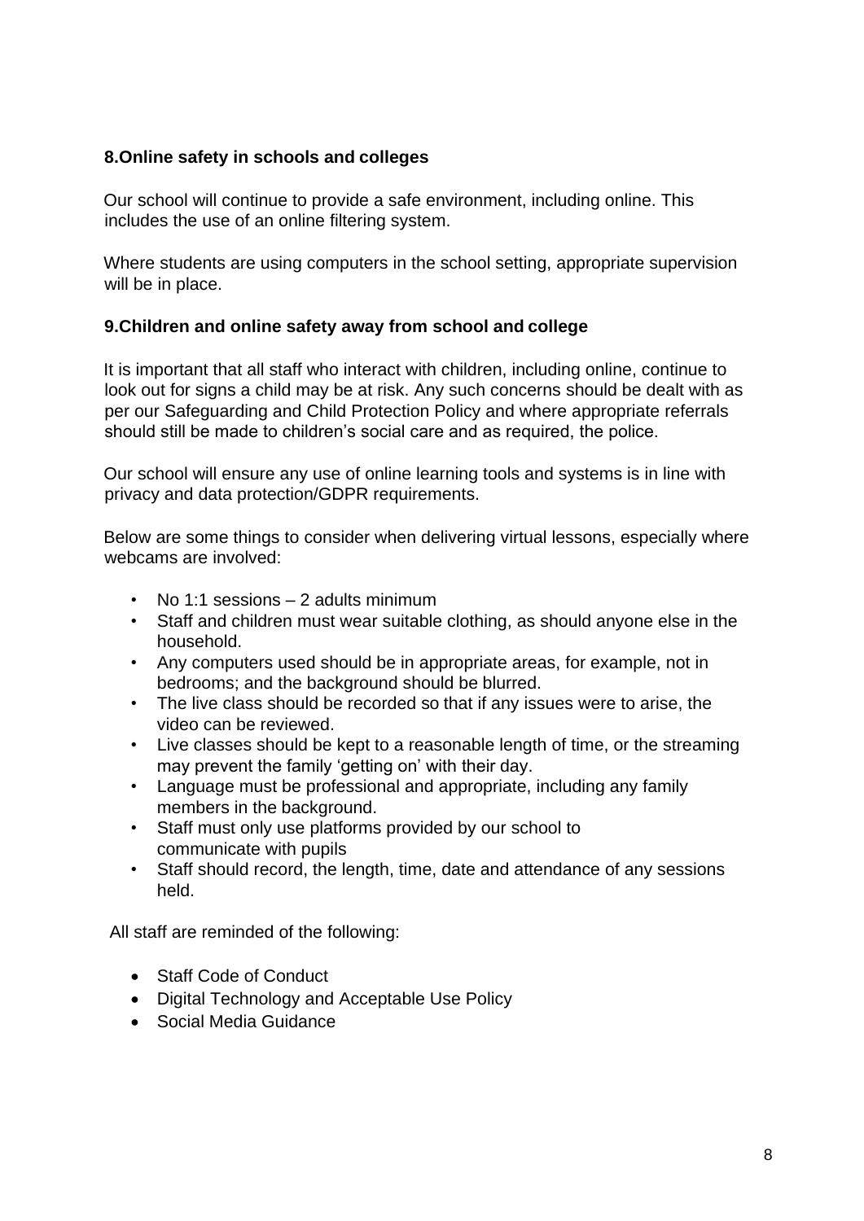## 8.Online safety in schools and colleges

Our school will continue to provide a safe environment, including online. This includes the use of an online filtering system.

Where students are using computers in the school setting, appropriate supervision will be in place.

## 9.Children and online safety away from school and college

It is important that all staff who interact with children, including online, continue to look out for signs a child may be at risk. Any such concerns should be dealt with as per our Safeguarding and Child Protection Policy and where appropriate referrals should still be made to children's social care and as required, the police.

Our school will ensure any use of online learning tools and systems is in line with privacy and data protection/GDPR requirements.

Below are some things to consider when delivering virtual lessons, especially where webcams are involved:

- No 1:1 sessions – 2 adults minimum
- Staff and children must wear suitable clothing, as should anyone else in the household.
- Any computers used should be in appropriate areas, for example, not in bedrooms; and the background should be blurred.
- The live class should be recorded so that if any issues were to arise, the video can be reviewed.
- Live classes should be kept to a reasonable length of time, or the streaming may prevent the family 'getting on' with their day.
- Language must be professional and appropriate, including any family members in the background.
- Staff must only use platforms provided by our school to communicate with pupils
- Staff should record, the length, time, date and attendance of any sessions held.

All staff are reminded of the following:

- Staff Code of Conduct
- Digital Technology and Acceptable Use Policy
- Social Media Guidance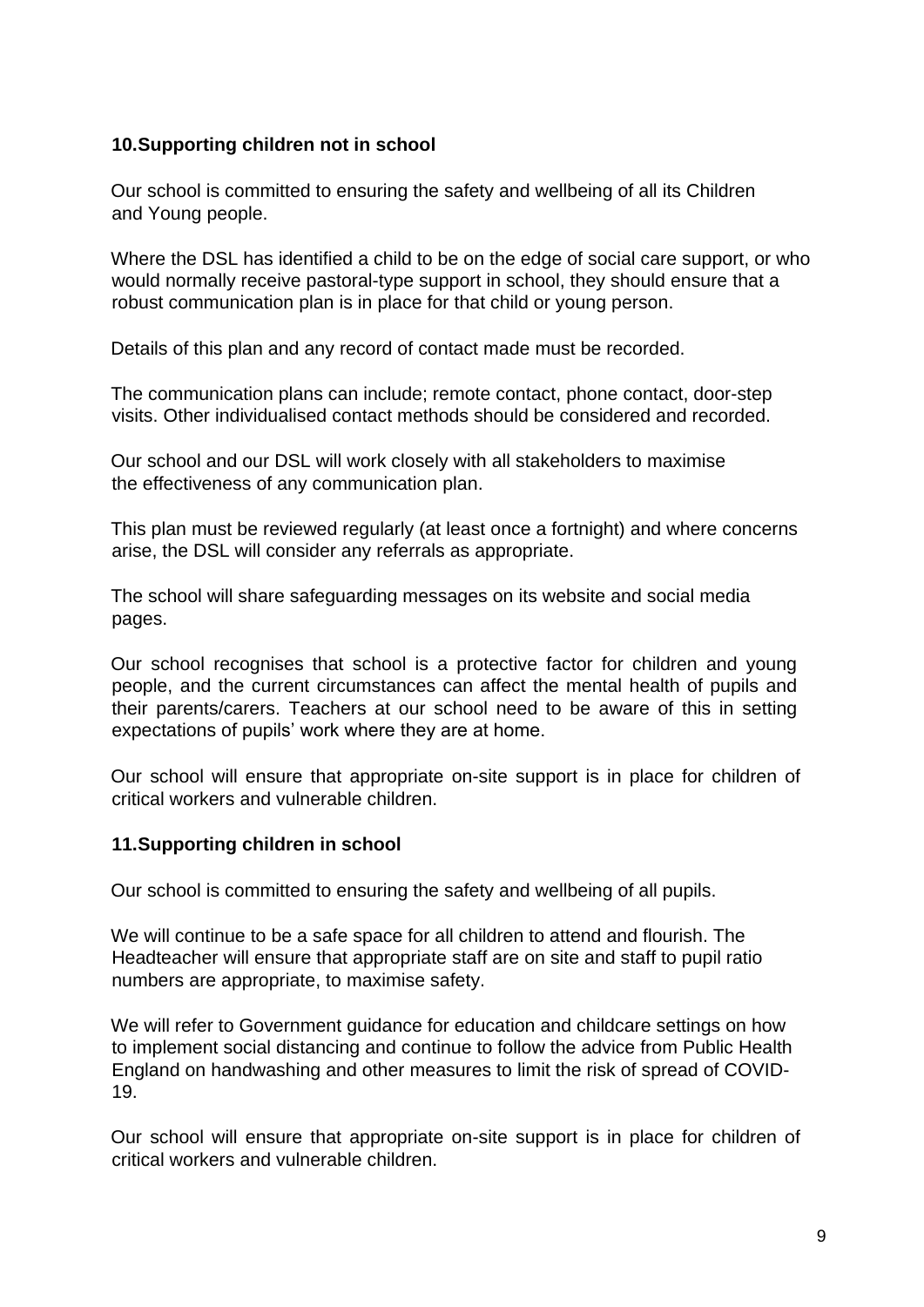## 10. Supporting children not in school

Our school is committed to ensuring the safety and wellbeing of all its Children and Young people.

Where the DSL has identified a child to be on the edge of social care support, or who would normally receive pastoral-type support in school, they should ensure that a robust communication plan is in place for that child or young person.

Details of this plan and any record of contact made must be recorded.

The communication plans can include; remote contact, phone contact, door-step visits. Other individualised contact methods should be considered and recorded.

Our school and our DSL will work closely with all stakeholders to maximise the effectiveness of any communication plan.

This plan must be reviewed regularly (at least once a fortnight) and where concerns arise, the DSL will consider any referrals as appropriate.

The school will share safeguarding messages on its website and social media pages.

Our school recognises that school is a protective factor for children and young people, and the current circumstances can affect the mental health of pupils and their parents/carers. Teachers at our school need to be aware of this in setting expectations of pupils' work where they are at home.

Our school will ensure that appropriate on-site support is in place for children of critical workers and vulnerable children.

## 11. Supporting children in school

Our school is committed to ensuring the safety and wellbeing of all pupils.

We will continue to be a safe space for all children to attend and flourish. The Headteacher will ensure that appropriate staff are on site and staff to pupil ratio numbers are appropriate, to maximise safety.

We will refer to Government guidance for education and childcare settings on how to implement social distancing and continue to follow the advice from Public Health England on handwashing and other measures to limit the risk of spread of COVID-19.

Our school will ensure that appropriate on-site support is in place for children of critical workers and vulnerable children.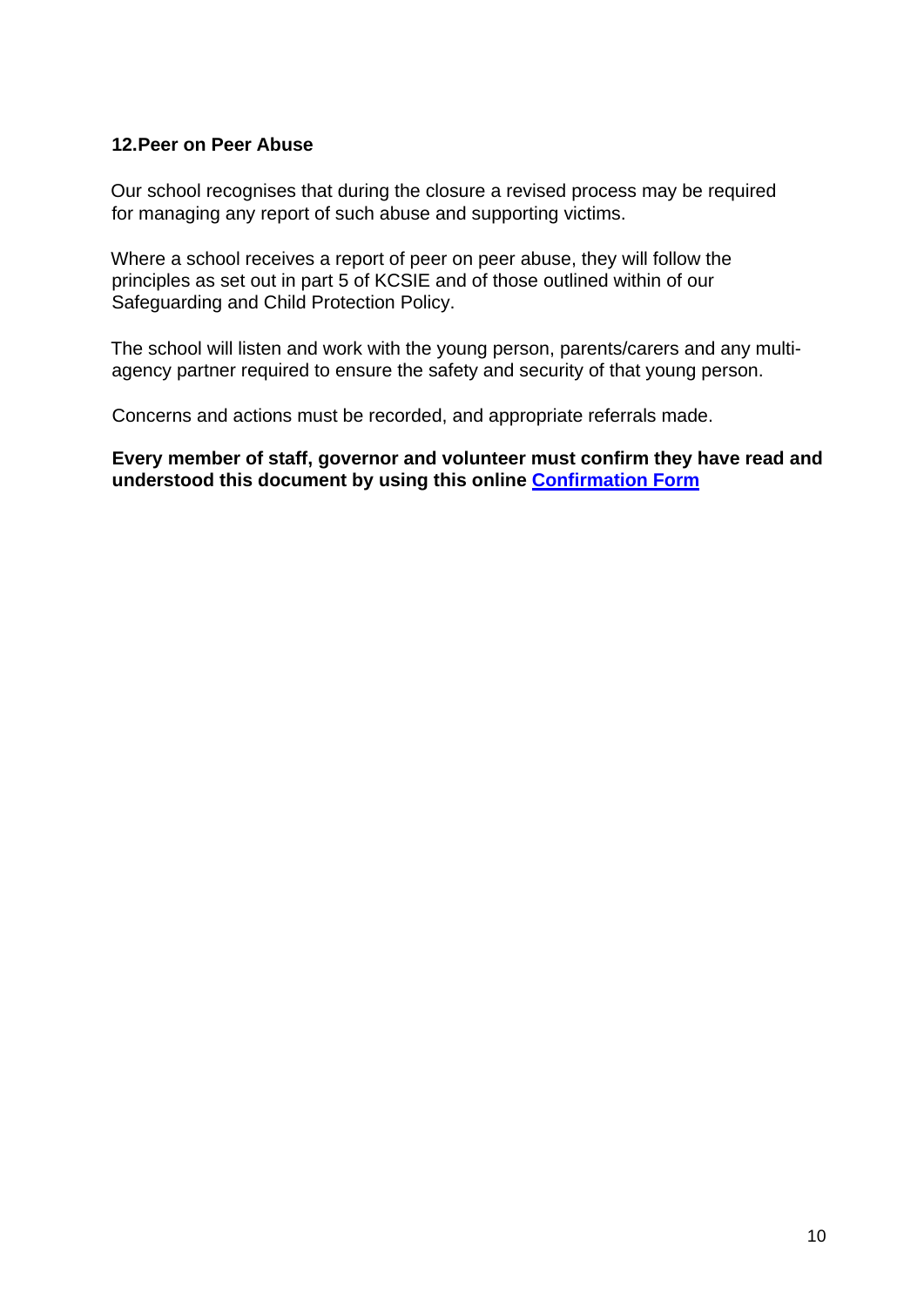## 12. Peer on Peer Abuse

Our school recognises that during the closure a revised process may be required for managing any report of such abuse and supporting victims.

Where a school receives a report of peer on peer abuse, they will follow the principles as set out in part 5 of KCSIE and of those outlined within of our Safeguarding and Child Protection Policy.

The school will listen and work with the young person, parents/carers and any multi-agency partner required to ensure the safety and security of that young person.

Concerns and actions must be recorded, and appropriate referrals made.

**Every member of staff, governor and volunteer must confirm they have read and understood this document by using this online Confirmation Form**